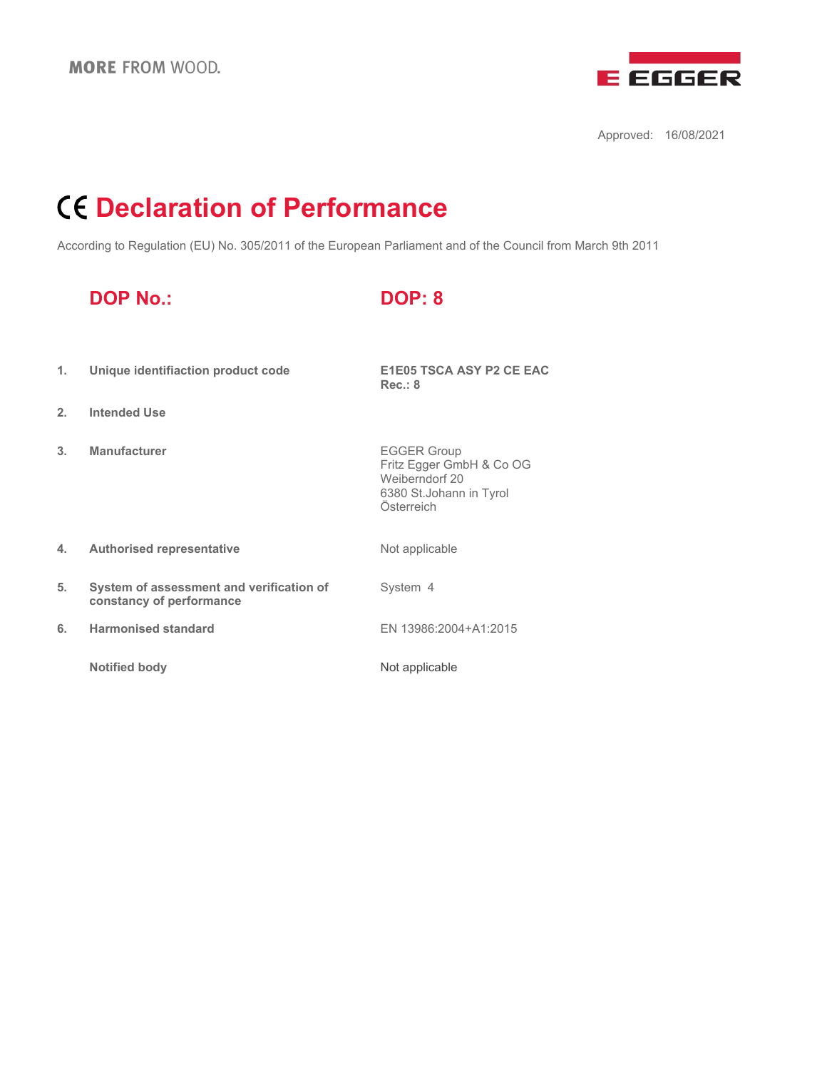MORE FROM WOOD.

EGGER

Approved: 16/08/2021

# CE Declaration of Performance

According to Regulation (EU) No. 305/2011 of the European Parliament and of the Council from March 9th 2011

## DOP No.: DOP: 8

| | | |
|---|---|---|
| 1. | **Unique identifiaction product code** | **E1E05 TSCA ASY P2 CE EAC**<br>**Rec.: 8** |
| 2. | **Intended Use** | |
| 3. | **Manufacturer** | EGGER Group<br>Fritz Egger GmbH & Co OG<br>Weiberndorf 20<br>6380 St.Johann in Tyrol<br>Österreich |
| 4. | **Authorised representative** | Not applicable |
| 5. | **System of assessment and verification of constancy of performance** | System 4 |
| 6. | **Harmonised standard** | EN 13986:2004+A1:2015 |
| | **Notified body** | Not applicable |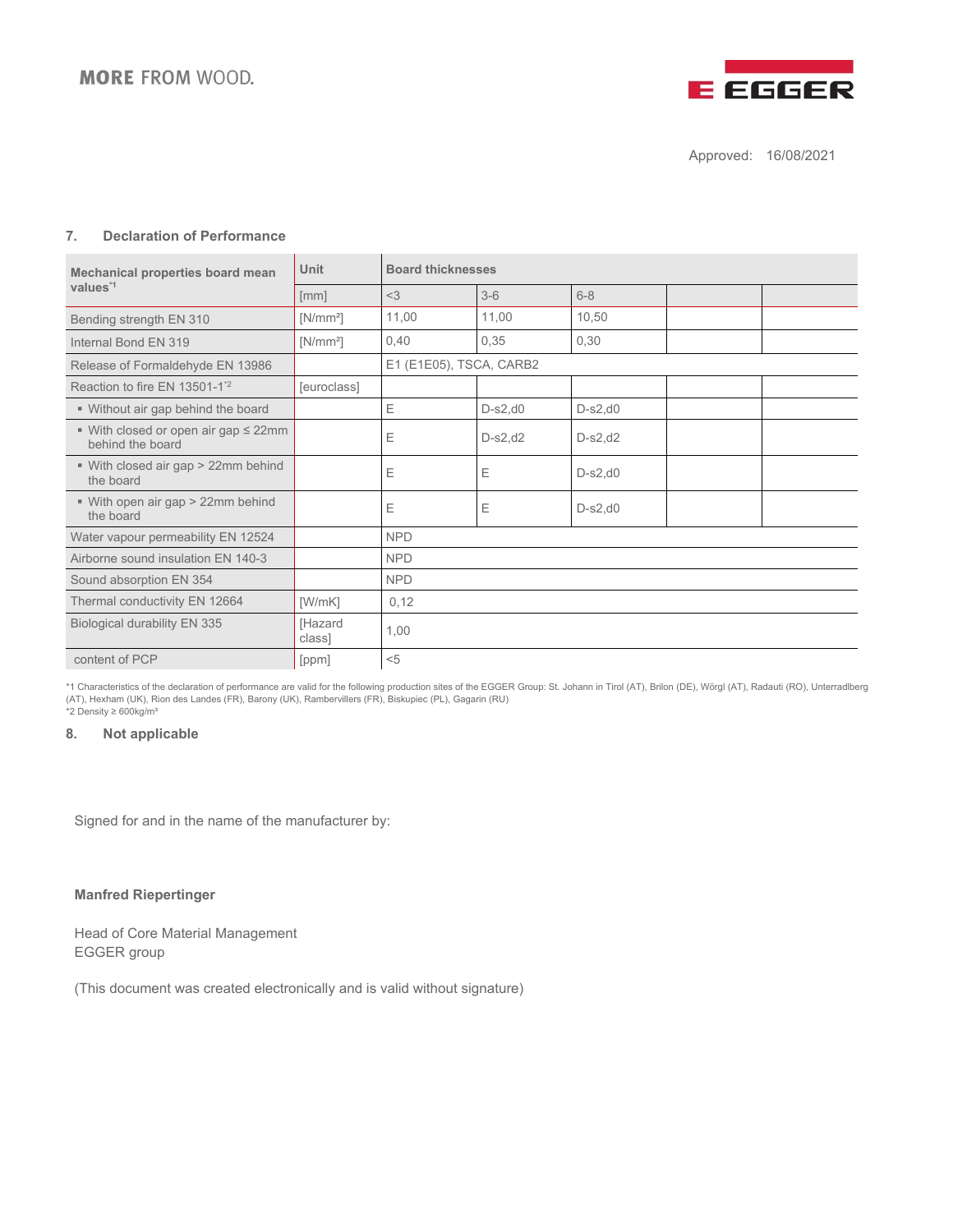Approved: 16/08/2021

## 7. Declaration of Performance

| Mechanical properties board mean values[*1] | Unit | Board thicknesses | | | | |
|---|---|---|---|---|---|---|
| | [mm] | <3 | 3-6 | 6-8 | | |
| Bending strength EN 310 | [N/mm²] | 11,00 | 11,00 | 10,50 | | |
| Internal Bond EN 319 | [N/mm²] | 0,40 | 0,35 | 0,30 | | |
| Release of Formaldehyde EN 13986 | | E1 (E1E05), TSCA, CARB2 | | | | |
| Reaction to fire EN 13501-1[*2] | [euroclass] | | | | | |
| ▪ Without air gap behind the board | | E | D-s2,d0 | D-s2,d0 | | |
| ▪ With closed or open air gap ≤ 22mm behind the board | | E | D-s2,d2 | D-s2,d2 | | |
| ▪ With closed air gap > 22mm behind the board | | E | E | D-s2,d0 | | |
| ▪ With open air gap > 22mm behind the board | | E | E | D-s2,d0 | | |
| Water vapour permeability EN 12524 | | NPD | | | | |
| Airborne sound insulation EN 140-3 | | NPD | | | | |
| Sound absorption EN 354 | | NPD | | | | |
| Thermal conductivity EN 12664 | [W/mK] | 0,12 | | | | |
| Biological durability EN 335 | [Hazard class] | 1,00 | | | | |
| content of PCP | [ppm] | <5 | | | | |

*1 Characteristics of the declaration of performance are valid for the following production sites of the EGGER Group: St. Johann in Tirol (AT), Brilon (DE), Wörgl (AT), Radauti (RO), Unterradlberg (AT), Hexham (UK), Rion des Landes (FR), Barony (UK), Rambervillers (FR), Biskupiec (PL), Gagarin (RU)
*2 Density ≥ 600kg/m³

## 8. Not applicable

Signed for and in the name of the manufacturer by:

**Manfred Riepertinger**

Head of Core Material Management
EGGER group

(This document was created electronically and is valid without signature)